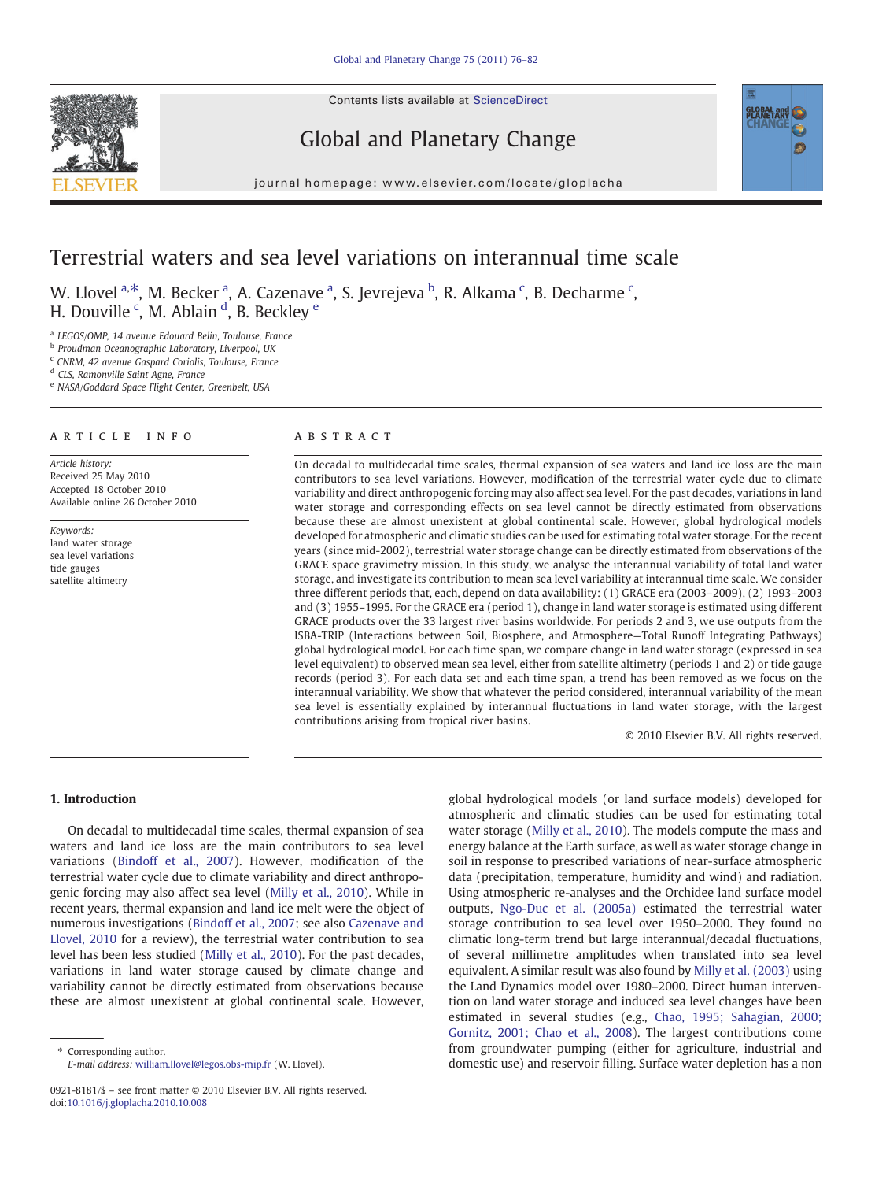# Terrestrial waters and sea level variations on interannual time scale

W. Llovel [a,*], M. Becker [a], A. Cazenave [a], S. Jevrejeva [b], R. Alkama [c], B. Decharme [c], H. Douville [c], M. Ablain [d], B. Beckley [e]

[a] LEGOS/OMP, 14 avenue Edouard Belin, Toulouse, France
[b] Proudman Oceanographic Laboratory, Liverpool, UK
[c] CNRM, 42 avenue Gaspard Coriolis, Toulouse, France
[d] CLS, Ramonville Saint Agne, France
[e] NASA/Goddard Space Flight Center, Greenbelt, USA

**ARTICLE INFO**

*Article history:*
Received 25 May 2010
Accepted 18 October 2010
Available online 26 October 2010

*Keywords:*
land water storage
sea level variations
tide gauges
satellite altimetry

**ABSTRACT**

On decadal to multidecadal time scales, thermal expansion of sea waters and land ice loss are the main contributors to sea level variations. However, modification of the terrestrial water cycle due to climate variability and direct anthropogenic forcing may also affect sea level. For the past decades, variations in land water storage and corresponding effects on sea level cannot be directly estimated from observations because these are almost unexistent at global continental scale. However, global hydrological models developed for atmospheric and climatic studies can be used for estimating total water storage. For the recent years (since mid-2002), terrestrial water storage change can be directly estimated from observations of the GRACE space gravimetry mission. In this study, we analyse the interannual variability of total land water storage, and investigate its contribution to mean sea level variability at interannual time scale. We consider three different periods that, each, depend on data availability: (1) GRACE era (2003–2009), (2) 1993–2003 and (3) 1955–1995. For the GRACE era (period 1), change in land water storage is estimated using different GRACE products over the 33 largest river basins worldwide. For periods 2 and 3, we use outputs from the ISBA-TRIP (Interactions between Soil, Biosphere, and Atmosphere—Total Runoff Integrating Pathways) global hydrological model. For each time span, we compare change in land water storage (expressed in sea level equivalent) to observed mean sea level, either from satellite altimetry (periods 1 and 2) or tide gauge records (period 3). For each data set and each time span, a trend has been removed as we focus on the interannual variability. We show that whatever the period considered, interannual variability of the mean sea level is essentially explained by interannual fluctuations in land water storage, with the largest contributions arising from tropical river basins.

© 2010 Elsevier B.V. All rights reserved.

## 1. Introduction

On decadal to multidecadal time scales, thermal expansion of sea waters and land ice loss are the main contributors to sea level variations (Bindoff et al., 2007). However, modification of the terrestrial water cycle due to climate variability and direct anthropogenic forcing may also affect sea level (Milly et al., 2010). While in recent years, thermal expansion and land ice melt were the object of numerous investigations (Bindoff et al., 2007; see also Cazenave and Llovel, 2010 for a review), the terrestrial water contribution to sea level has been less studied (Milly et al., 2010). For the past decades, variations in land water storage caused by climate change and variability cannot be directly estimated from observations because these are almost unexistent at global continental scale. However, global hydrological models (or land surface models) developed for atmospheric and climatic studies can be used for estimating total water storage (Milly et al., 2010). The models compute the mass and energy balance at the Earth surface, as well as water storage change in soil in response to prescribed variations of near-surface atmospheric data (precipitation, temperature, humidity and wind) and radiation. Using atmospheric re-analyses and the Orchidee land surface model outputs, Ngo-Duc et al. (2005a) estimated the terrestrial water storage contribution to sea level over 1950–2000. They found no climatic long-term trend but large interannual/decadal fluctuations, of several millimetre amplitudes when translated into sea level equivalent. A similar result was also found by Milly et al. (2003) using the Land Dynamics model over 1980–2000. Direct human intervention on land water storage and induced sea level changes have been estimated in several studies (e.g., Chao, 1995; Sahagian, 2000; Gornitz, 2001; Chao et al., 2008). The largest contributions come from groundwater pumping (either for agriculture, industrial and domestic use) and reservoir filling. Surface water depletion has a non

* Corresponding author.
E-mail address: william.llovel@legos.obs-mip.fr (W. Llovel).

0921-8181/$ – see front matter © 2010 Elsevier B.V. All rights reserved.
doi:10.1016/j.gloplacha.2010.10.008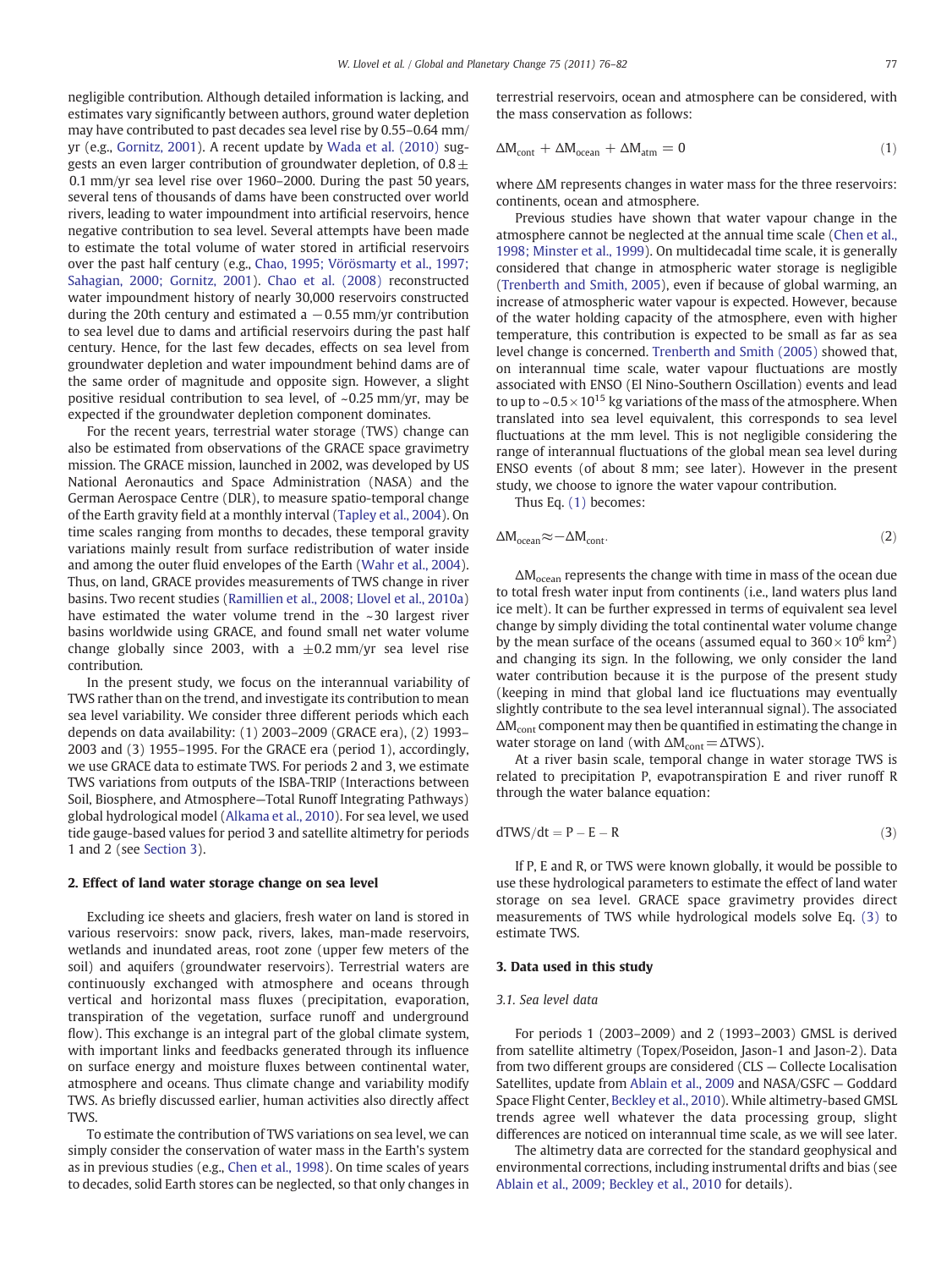negligible contribution. Although detailed information is lacking, and estimates vary significantly between authors, ground water depletion may have contributed to past decades sea level rise by 0.55–0.64 mm/yr (e.g., Gornitz, 2001). A recent update by Wada et al. (2010) suggests an even larger contribution of groundwater depletion, of $0.8 \pm 0.1$ mm/yr sea level rise over 1960–2000. During the past 50 years, several tens of thousands of dams have been constructed over world rivers, leading to water impoundment into artificial reservoirs, hence negative contribution to sea level. Several attempts have been made to estimate the total volume of water stored in artificial reservoirs over the past half century (e.g., Chao, 1995; Vörösmarty et al., 1997; Sahagian, 2000; Gornitz, 2001). Chao et al. (2008) reconstructed water impoundment history of nearly 30,000 reservoirs constructed during the 20th century and estimated a −0.55 mm/yr contribution to sea level due to dams and artificial reservoirs during the past half century. Hence, for the last few decades, effects on sea level from groundwater depletion and water impoundment behind dams are of the same order of magnitude and opposite sign. However, a slight positive residual contribution to sea level, of ~0.25 mm/yr, may be expected if the groundwater depletion component dominates.

For the recent years, terrestrial water storage (TWS) change can also be estimated from observations of the GRACE space gravimetry mission. The GRACE mission, launched in 2002, was developed by US National Aeronautics and Space Administration (NASA) and the German Aerospace Centre (DLR), to measure spatio-temporal change of the Earth gravity field at a monthly interval (Tapley et al., 2004). On time scales ranging from months to decades, these temporal gravity variations mainly result from surface redistribution of water inside and among the outer fluid envelopes of the Earth (Wahr et al., 2004). Thus, on land, GRACE provides measurements of TWS change in river basins. Two recent studies (Ramillien et al., 2008; Llovel et al., 2010a) have estimated the water volume trend in the ~30 largest river basins worldwide using GRACE, and found small net water volume change globally since 2003, with a ±0.2 mm/yr sea level rise contribution.

In the present study, we focus on the interannual variability of TWS rather than on the trend, and investigate its contribution to mean sea level variability. We consider three different periods which each depends on data availability: (1) 2003–2009 (GRACE era), (2) 1993–2003 and (3) 1955–1995. For the GRACE era (period 1), accordingly, we use GRACE data to estimate TWS. For periods 2 and 3, we estimate TWS variations from outputs of the ISBA-TRIP (Interactions between Soil, Biosphere, and Atmosphere—Total Runoff Integrating Pathways) global hydrological model (Alkama et al., 2010). For sea level, we used tide gauge-based values for period 3 and satellite altimetry for periods 1 and 2 (see Section 3).

## 2. Effect of land water storage change on sea level

Excluding ice sheets and glaciers, fresh water on land is stored in various reservoirs: snow pack, rivers, lakes, man-made reservoirs, wetlands and inundated areas, root zone (upper few meters of the soil) and aquifers (groundwater reservoirs). Terrestrial waters are continuously exchanged with atmosphere and oceans through vertical and horizontal mass fluxes (precipitation, evaporation, transpiration of the vegetation, surface runoff and underground flow). This exchange is an integral part of the global climate system, with important links and feedbacks generated through its influence on surface energy and moisture fluxes between continental water, atmosphere and oceans. Thus climate change and variability modify TWS. As briefly discussed earlier, human activities also directly affect TWS.

To estimate the contribution of TWS variations on sea level, we can simply consider the conservation of water mass in the Earth's system as in previous studies (e.g., Chen et al., 1998). On time scales of years to decades, solid Earth stores can be neglected, so that only changes in terrestrial reservoirs, ocean and atmosphere can be considered, with the mass conservation as follows:

$$\Delta M_{cont} + \Delta M_{ocean} + \Delta M_{atm} = 0 \tag{1}$$

where ΔM represents changes in water mass for the three reservoirs: continents, ocean and atmosphere.

Previous studies have shown that water vapour change in the atmosphere cannot be neglected at the annual time scale (Chen et al., 1998; Minster et al., 1999). On multidecadal time scale, it is generally considered that change in atmospheric water storage is negligible (Trenberth and Smith, 2005), even if because of global warming, an increase of atmospheric water vapour is expected. However, because of the water holding capacity of the atmosphere, even with higher temperature, this contribution is expected to be small as far as sea level change is concerned. Trenberth and Smith (2005) showed that, on interannual time scale, water vapour fluctuations are mostly associated with ENSO (El Nino-Southern Oscillation) events and lead to up to $\sim 0.5 \times 10^{15}$ kg variations of the mass of the atmosphere. When translated into sea level equivalent, this corresponds to sea level fluctuations at the mm level. This is not negligible considering the range of interannual fluctuations of the global mean sea level during ENSO events (of about 8 mm; see later). However in the present study, we choose to ignore the water vapour contribution.

Thus Eq. (1) becomes:

$$\Delta M_{ocean} \approx -\Delta M_{cont}. \tag{2}$$

$\Delta M_{ocean}$ represents the change with time in mass of the ocean due to total fresh water input from continents (i.e., land waters plus land ice melt). It can be further expressed in terms of equivalent sea level change by simply dividing the total continental water volume change by the mean surface of the oceans (assumed equal to $360 \times 10^6$ km$^2$) and changing its sign. In the following, we only consider the land water contribution because it is the purpose of the present study (keeping in mind that global land ice fluctuations may eventually slightly contribute to the sea level interannual signal). The associated $\Delta M_{cont}$ component may then be quantified in estimating the change in water storage on land (with $\Delta M_{cont} = \Delta TWS$).

At a river basin scale, temporal change in water storage TWS is related to precipitation P, evapotranspiration E and river runoff R through the water balance equation:

$$dTWS/dt = P - E - R \tag{3}$$

If P, E and R, or TWS were known globally, it would be possible to use these hydrological parameters to estimate the effect of land water storage on sea level. GRACE space gravimetry provides direct measurements of TWS while hydrological models solve Eq. (3) to estimate TWS.

## 3. Data used in this study

### 3.1. Sea level data

For periods 1 (2003–2009) and 2 (1993–2003) GMSL is derived from satellite altimetry (Topex/Poseidon, Jason-1 and Jason-2). Data from two different groups are considered (CLS — Collecte Localisation Satellites, update from Ablain et al., 2009 and NASA/GSFC — Goddard Space Flight Center, Beckley et al., 2010). While altimetry-based GMSL trends agree well whatever the data processing group, slight differences are noticed on interannual time scale, as we will see later.

The altimetry data are corrected for the standard geophysical and environmental corrections, including instrumental drifts and bias (see Ablain et al., 2009; Beckley et al., 2010 for details).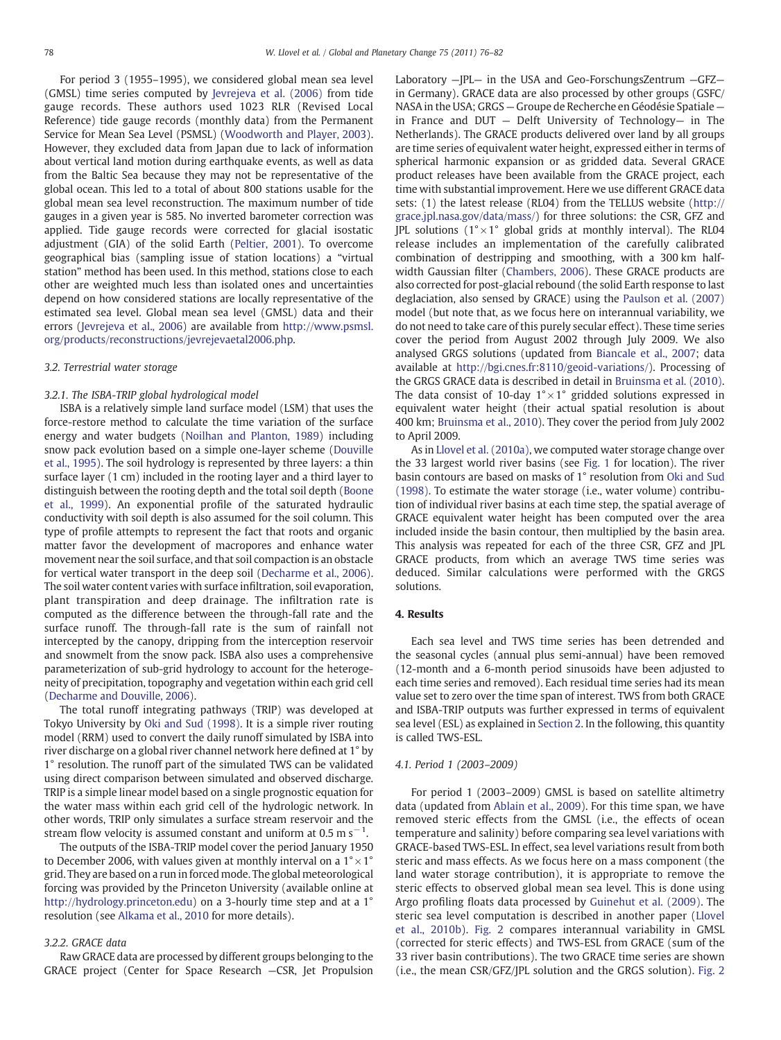For period 3 (1955–1995), we considered global mean sea level (GMSL) time series computed by Jevrejeva et al. (2006) from tide gauge records. These authors used 1023 RLR (Revised Local Reference) tide gauge records (monthly data) from the Permanent Service for Mean Sea Level (PSMSL) (Woodworth and Player, 2003). However, they excluded data from Japan due to lack of information about vertical land motion during earthquake events, as well as data from the Baltic Sea because they may not be representative of the global ocean. This led to a total of about 800 stations usable for the global mean sea level reconstruction. The maximum number of tide gauges in a given year is 585. No inverted barometer correction was applied. Tide gauge records were corrected for glacial isostatic adjustment (GIA) of the solid Earth (Peltier, 2001). To overcome geographical bias (sampling issue of station locations) a "virtual station" method has been used. In this method, stations close to each other are weighted much less than isolated ones and uncertainties depend on how considered stations are locally representative of the estimated sea level. Global mean sea level (GMSL) data and their errors (Jevrejeva et al., 2006) are available from http://www.psmsl.org/products/reconstructions/jevrejevaetal2006.php.

### 3.2. Terrestrial water storage

#### 3.2.1. The ISBA-TRIP global hydrological model

ISBA is a relatively simple land surface model (LSM) that uses the force-restore method to calculate the time variation of the surface energy and water budgets (Noilhan and Planton, 1989) including snow pack evolution based on a simple one-layer scheme (Douville et al., 1995). The soil hydrology is represented by three layers: a thin surface layer (1 cm) included in the rooting layer and a third layer to distinguish between the rooting depth and the total soil depth (Boone et al., 1999). An exponential profile of the saturated hydraulic conductivity with soil depth is also assumed for the soil column. This type of profile attempts to represent the fact that roots and organic matter favor the development of macropores and enhance water movement near the soil surface, and that soil compaction is an obstacle for vertical water transport in the deep soil (Decharme et al., 2006). The soil water content varies with surface infiltration, soil evaporation, plant transpiration and deep drainage. The infiltration rate is computed as the difference between the through-fall rate and the surface runoff. The through-fall rate is the sum of rainfall not intercepted by the canopy, dripping from the interception reservoir and snowmelt from the snow pack. ISBA also uses a comprehensive parameterization of sub-grid hydrology to account for the heterogeneity of precipitation, topography and vegetation within each grid cell (Decharme and Douville, 2006).

The total runoff integrating pathways (TRIP) was developed at Tokyo University by Oki and Sud (1998). It is a simple river routing model (RRM) used to convert the daily runoff simulated by ISBA into river discharge on a global river channel network here defined at 1° by 1° resolution. The runoff part of the simulated TWS can be validated using direct comparison between simulated and observed discharge. TRIP is a simple linear model based on a single prognostic equation for the water mass within each grid cell of the hydrologic network. In other words, TRIP only simulates a surface stream reservoir and the stream flow velocity is assumed constant and uniform at 0.5 m $s^{-1}$.

The outputs of the ISBA-TRIP model cover the period January 1950 to December 2006, with values given at monthly interval on a 1°×1° grid. They are based on a run in forced mode. The global meteorological forcing was provided by the Princeton University (available online at http://hydrology.princeton.edu) on a 3-hourly time step and at a 1° resolution (see Alkama et al., 2010 for more details).

#### 3.2.2. GRACE data

Raw GRACE data are processed by different groups belonging to the GRACE project (Center for Space Research —CSR, Jet Propulsion Laboratory —JPL— in the USA and Geo-ForschungsZentrum —GFZ— in Germany). GRACE data are also processed by other groups (GSFC/NASA in the USA; GRGS — Groupe de Recherche en Géodésie Spatiale — in France and DUT — Delft University of Technology— in The Netherlands). The GRACE products delivered over land by all groups are time series of equivalent water height, expressed either in terms of spherical harmonic expansion or as gridded data. Several GRACE product releases have been available from the GRACE project, each time with substantial improvement. Here we use different GRACE data sets: (1) the latest release (RL04) from the TELLUS website (http://grace.jpl.nasa.gov/data/mass/) for three solutions: the CSR, GFZ and JPL solutions (1°×1° global grids at monthly interval). The RL04 release includes an implementation of the carefully calibrated combination of destripping and smoothing, with a 300 km half-width Gaussian filter (Chambers, 2006). These GRACE products are also corrected for post-glacial rebound (the solid Earth response to last deglaciation, also sensed by GRACE) using the Paulson et al. (2007) model (but note that, as we focus here on interannual variability, we do not need to take care of this purely secular effect). These time series cover the period from August 2002 through July 2009. We also analysed GRGS solutions (updated from Biancale et al., 2007; data available at http://bgi.cnes.fr:8110/geoid-variations/). Processing of the GRGS GRACE data is described in detail in Bruinsma et al. (2010). The data consist of 10-day 1°×1° gridded solutions expressed in equivalent water height (their actual spatial resolution is about 400 km; Bruinsma et al., 2010). They cover the period from July 2002 to April 2009.

As in Llovel et al. (2010a), we computed water storage change over the 33 largest world river basins (see Fig. 1 for location). The river basin contours are based on masks of 1° resolution from Oki and Sud (1998). To estimate the water storage (i.e., water volume) contribution of individual river basins at each time step, the spatial average of GRACE equivalent water height has been computed over the area included inside the basin contour, then multiplied by the basin area. This analysis was repeated for each of the three CSR, GFZ and JPL GRACE products, from which an average TWS time series was deduced. Similar calculations were performed with the GRGS solutions.

## 4. Results

Each sea level and TWS time series has been detrended and the seasonal cycles (annual plus semi-annual) have been removed (12-month and a 6-month period sinusoids have been adjusted to each time series and removed). Each residual time series had its mean value set to zero over the time span of interest. TWS from both GRACE and ISBA-TRIP outputs was further expressed in terms of equivalent sea level (ESL) as explained in Section 2. In the following, this quantity is called TWS-ESL.

### 4.1. Period 1 (2003–2009)

For period 1 (2003–2009) GMSL is based on satellite altimetry data (updated from Ablain et al., 2009). For this time span, we have removed steric effects from the GMSL (i.e., the effects of ocean temperature and salinity) before comparing sea level variations with GRACE-based TWS-ESL. In effect, sea level variations result from both steric and mass effects. As we focus here on a mass component (the land water storage contribution), it is appropriate to remove the steric effects to observed global mean sea level. This is done using Argo profiling floats data processed by Guinehut et al. (2009). The steric sea level computation is described in another paper (Llovel et al., 2010b). Fig. 2 compares interannual variability in GMSL (corrected for steric effects) and TWS-ESL from GRACE (sum of the 33 river basin contributions). The two GRACE time series are shown (i.e., the mean CSR/GFZ/JPL solution and the GRGS solution). Fig. 2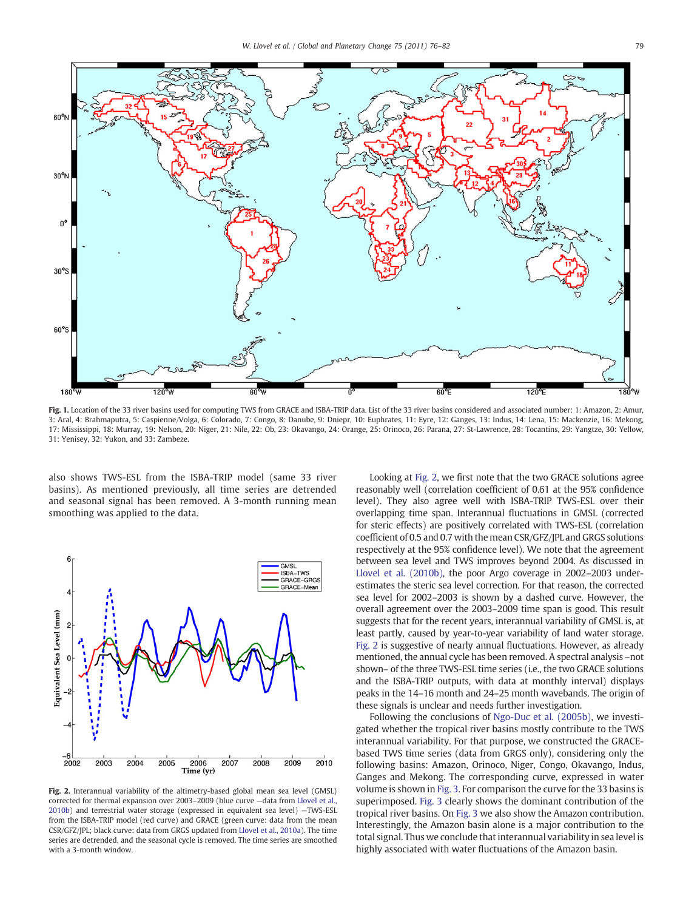**Fig. 1.** Location of the 33 river basins used for computing TWS from GRACE and ISBA-TRIP data. List of the 33 river basins considered and associated number: 1: Amazon, 2: Amur, 3: Aral, 4: Brahmaputra, 5: Caspienne/Volga, 6: Colorado, 7: Congo, 8: Danube, 9: Dniepr, 10: Euphrates, 11: Eyre, 12: Ganges, 13: Indus, 14: Lena, 15: Mackenzie, 16: Mekong, 17: Mississippi, 18: Murray, 19: Nelson, 20: Niger, 21: Nile, 22: Ob, 23: Okavango, 24: Orange, 25: Orinoco, 26: Parana, 27: St-Lawrence, 28: Tocantins, 29: Yangtze, 30: Yellow, 31: Yenisey, 32: Yukon, and 33: Zambeze.

also shows TWS-ESL from the ISBA-TRIP model (same 33 river basins). As mentioned previously, all time series are detrended and seasonal signal has been removed. A 3-month running mean smoothing was applied to the data.

**Fig. 2.** Interannual variability of the altimetry-based global mean sea level (GMSL) corrected for thermal expansion over 2003–2009 (blue curve —data from Llovel et al., 2010b) and terrestrial water storage (expressed in equivalent sea level) —TWS-ESL from the ISBA-TRIP model (red curve) and GRACE (green curve: data from the mean CSR/GFZ/JPL; black curve: data from GRGS updated from Llovel et al., 2010a). The time series are detrended, and the seasonal cycle is removed. The time series are smoothed with a 3-month window.

Looking at Fig. 2, we first note that the two GRACE solutions agree reasonably well (correlation coefficient of 0.61 at the 95% confidence level). They also agree well with ISBA-TRIP TWS-ESL over their overlapping time span. Interannual fluctuations in GMSL (corrected for steric effects) are positively correlated with TWS-ESL (correlation coefficient of 0.5 and 0.7 with the mean CSR/GFZ/JPL and GRGS solutions respectively at the 95% confidence level). We note that the agreement between sea level and TWS improves beyond 2004. As discussed in Llovel et al. (2010b), the poor Argo coverage in 2002–2003 underestimates the steric sea level correction. For that reason, the corrected sea level for 2002–2003 is shown by a dashed curve. However, the overall agreement over the 2003–2009 time span is good. This result suggests that for the recent years, interannual variability of GMSL is, at least partly, caused by year-to-year variability of land water storage. Fig. 2 is suggestive of nearly annual fluctuations. However, as already mentioned, the annual cycle has been removed. A spectral analysis –not shown– of the three TWS-ESL time series (i.e., the two GRACE solutions and the ISBA-TRIP outputs, with data at monthly interval) displays peaks in the 14–16 month and 24–25 month wavebands. The origin of these signals is unclear and needs further investigation.

Following the conclusions of Ngo-Duc et al. (2005b), we investigated whether the tropical river basins mostly contribute to the TWS interannual variability. For that purpose, we constructed the GRACE-based TWS time series (data from GRGS only), considering only the following basins: Amazon, Orinoco, Niger, Congo, Okavango, Indus, Ganges and Mekong. The corresponding curve, expressed in water volume is shown in Fig. 3. For comparison the curve for the 33 basins is superimposed. Fig. 3 clearly shows the dominant contribution of the tropical river basins. On Fig. 3 we also show the Amazon contribution. Interestingly, the Amazon basin alone is a major contribution to the total signal. Thus we conclude that interannual variability in sea level is highly associated with water fluctuations of the Amazon basin.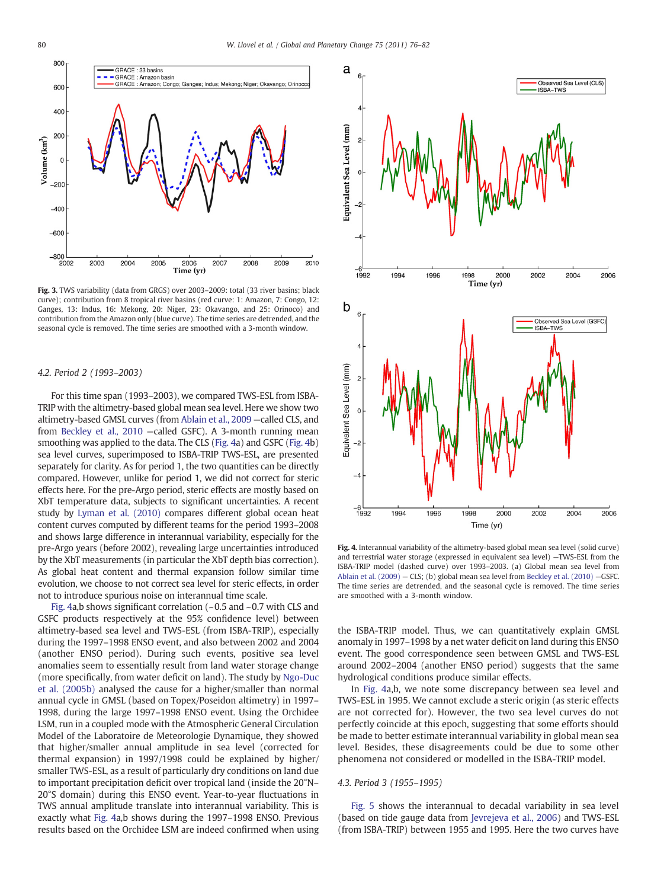Fig. 3. TWS variability (data from GRGS) over 2003–2009: total (33 river basins; black curve); contribution from 8 tropical river basins (red curve: 1: Amazon, 7: Congo, 12: Ganges, 13: Indus, 16: Mekong, 20: Niger, 23: Okavango, and 25: Orinoco) and contribution from the Amazon only (blue curve). The time series are detrended, and the seasonal cycle is removed. The time series are smoothed with a 3-month window.

### 4.2. Period 2 (1993–2003)

For this time span (1993–2003), we compared TWS-ESL from ISBA-TRIP with the altimetry-based global mean sea level. Here we show two altimetry-based GMSL curves (from Ablain et al., 2009 —called CLS, and from Beckley et al., 2010 —called GSFC). A 3-month running mean smoothing was applied to the data. The CLS (Fig. 4a) and GSFC (Fig. 4b) sea level curves, superimposed to ISBA-TRIP TWS-ESL, are presented separately for clarity. As for period 1, the two quantities can be directly compared. However, unlike for period 1, we did not correct for steric effects here. For the pre-Argo period, steric effects are mostly based on XbT temperature data, subjects to significant uncertainties. A recent study by Lyman et al. (2010) compares different global ocean heat content curves computed by different teams for the period 1993–2008 and shows large difference in interannual variability, especially for the pre-Argo years (before 2002), revealing large uncertainties introduced by the XbT measurements (in particular the XbT depth bias correction). As global heat content and thermal expansion follow similar time evolution, we choose to not correct sea level for steric effects, in order not to introduce spurious noise on interannual time scale.

Fig. 4a,b shows significant correlation (~0.5 and ~0.7 with CLS and GSFC products respectively at the 95% confidence level) between altimetry-based sea level and TWS-ESL (from ISBA-TRIP), especially during the 1997–1998 ENSO event, and also between 2002 and 2004 (another ENSO period). During such events, positive sea level anomalies seem to essentially result from land water storage change (more specifically, from water deficit on land). The study by Ngo-Duc et al. (2005b) analysed the cause for a higher/smaller than normal annual cycle in GMSL (based on Topex/Poseidon altimetry) in 1997–1998, during the large 1997–1998 ENSO event. Using the Orchidee LSM, run in a coupled mode with the Atmospheric General Circulation Model of the Laboratoire de Meteorologie Dynamique, they showed that higher/smaller annual amplitude in sea level (corrected for thermal expansion) in 1997/1998 could be explained by higher/smaller TWS-ESL, as a result of particularly dry conditions on land due to important precipitation deficit over tropical land (inside the 20°N–20°S domain) during this ENSO event. Year-to-year fluctuations in TWS annual amplitude translate into interannual variability. This is exactly what Fig. 4a,b shows during the 1997–1998 ENSO. Previous results based on the Orchidee LSM are indeed confirmed when using the ISBA-TRIP model. Thus, we can quantitatively explain GMSL anomaly in 1997–1998 by a net water deficit on land during this ENSO event. The good correspondence seen between GMSL and TWS-ESL around 2002–2004 (another ENSO period) suggests that the same hydrological conditions produce similar effects.

In Fig. 4a,b, we note some discrepancy between sea level and TWS-ESL in 1995. We cannot exclude a steric origin (as steric effects are not corrected for). However, the two sea level curves do not perfectly coincide at this epoch, suggesting that some efforts should be made to better estimate interannual variability in global mean sea level. Besides, these disagreements could be due to some other phenomena not considered or modelled in the ISBA-TRIP model.

Fig. 4. Interannual variability of the altimetry-based global mean sea level (solid curve) and terrestrial water storage (expressed in equivalent sea level) —TWS-ESL from the ISBA-TRIP model (dashed curve) over 1993–2003. (a) Global mean sea level from Ablain et al. (2009) — CLS; (b) global mean sea level from Beckley et al. (2010) —GSFC. The time series are detrended, and the seasonal cycle is removed. The time series are smoothed with a 3-month window.

### 4.3. Period 3 (1955–1995)

Fig. 5 shows the interannual to decadal variability in sea level (based on tide gauge data from Jevrejeva et al., 2006) and TWS-ESL (from ISBA-TRIP) between 1955 and 1995. Here the two curves have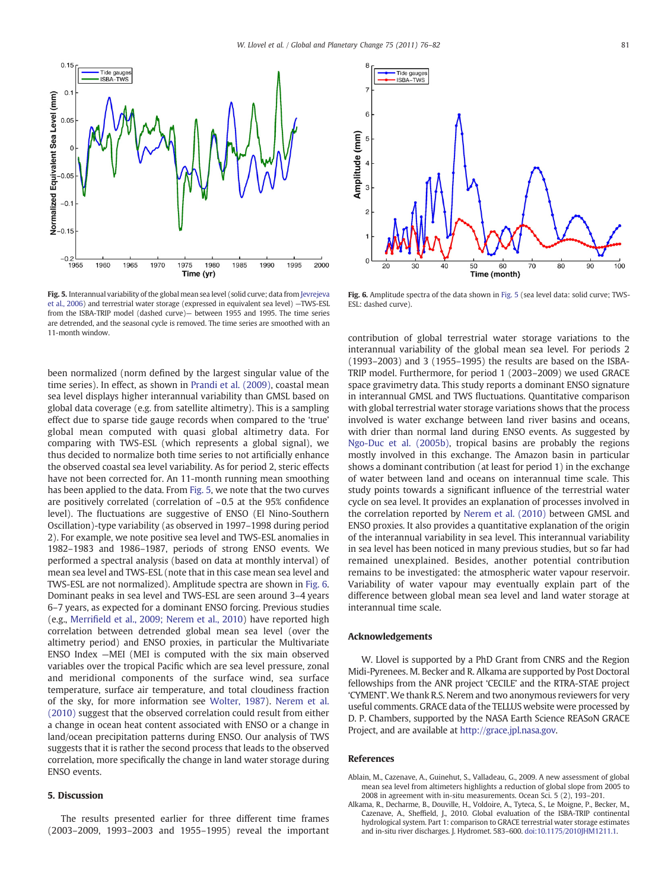0.15
Tide gauges
ISBA-TWS
0.1
0.05
0
−0.05
−0.1
−0.15
−0.2
Normalized Equivalent Sea Level (mm)
1955 1960 1965 1970 1975 1980 1985 1990 1995 2000
Time (yr)

**Fig. 5.** Interannual variability of the global mean sea level (solid curve; data from Jevrejeva et al., 2006) and terrestrial water storage (expressed in equivalent sea level) —TWS-ESL from the ISBA-TRIP model (dashed curve)— between 1955 and 1995. The time series are detrended, and the seasonal cycle is removed. The time series are smoothed with an 11-month window.

8
Tide gauges
ISBA-TWS
7
6
5
4
3
2
1
0
Amplitude (mm)
20 30 40 50 60 70 80 90 100
Time (month)

**Fig. 6.** Amplitude spectra of the data shown in Fig. 5 (sea level data: solid curve; TWS-ESL: dashed curve).

been normalized (norm defined by the largest singular value of the time series). In effect, as shown in Prandi et al. (2009), coastal mean sea level displays higher interannual variability than GMSL based on global data coverage (e.g. from satellite altimetry). This is a sampling effect due to sparse tide gauge records when compared to the 'true' global mean computed with quasi global altimetry data. For comparing with TWS-ESL (which represents a global signal), we thus decided to normalize both time series to not artificially enhance the observed coastal sea level variability. As for period 2, steric effects have not been corrected for. An 11-month running mean smoothing has been applied to the data. From Fig. 5, we note that the two curves are positively correlated (correlation of ~0.5 at the 95% confidence level). The fluctuations are suggestive of ENSO (El Nino-Southern Oscillation)-type variability (as observed in 1997–1998 during period 2). For example, we note positive sea level and TWS-ESL anomalies in 1982–1983 and 1986–1987, periods of strong ENSO events. We performed a spectral analysis (based on data at monthly interval) of mean sea level and TWS-ESL (note that in this case mean sea level and TWS-ESL are not normalized). Amplitude spectra are shown in Fig. 6. Dominant peaks in sea level and TWS-ESL are seen around 3–4 years 6–7 years, as expected for a dominant ENSO forcing. Previous studies (e.g., Merrifield et al., 2009; Nerem et al., 2010) have reported high correlation between detrended global mean sea level (over the altimetry period) and ENSO proxies, in particular the Multivariate ENSO Index —MEI (MEI is computed with the six main observed variables over the tropical Pacific which are sea level pressure, zonal and meridional components of the surface wind, sea surface temperature, surface air temperature, and total cloudiness fraction of the sky, for more information see Wolter, 1987). Nerem et al. (2010) suggest that the observed correlation could result from either a change in ocean heat content associated with ENSO or a change in land/ocean precipitation patterns during ENSO. Our analysis of TWS suggests that it is rather the second process that leads to the observed correlation, more specifically the change in land water storage during ENSO events.

## 5. Discussion

The results presented earlier for three different time frames (2003–2009, 1993–2003 and 1955–1995) reveal the important contribution of global terrestrial water storage variations to the interannual variability of the global mean sea level. For periods 2 (1993–2003) and 3 (1955–1995) the results are based on the ISBA-TRIP model. Furthermore, for period 1 (2003–2009) we used GRACE space gravimetry data. This study reports a dominant ENSO signature in interannual GMSL and TWS fluctuations. Quantitative comparison with global terrestrial water storage variations shows that the process involved is water exchange between land river basins and oceans, with drier than normal land during ENSO events. As suggested by Ngo-Duc et al. (2005b), tropical basins are probably the regions mostly involved in this exchange. The Amazon basin in particular shows a dominant contribution (at least for period 1) in the exchange of water between land and oceans on interannual time scale. This study points towards a significant influence of the terrestrial water cycle on sea level. It provides an explanation of processes involved in the correlation reported by Nerem et al. (2010) between GMSL and ENSO proxies. It also provides a quantitative explanation of the origin of the interannual variability in sea level. This interannual variability in sea level has been noticed in many previous studies, but so far had remained unexplained. Besides, another potential contribution remains to be investigated: the atmospheric water vapour reservoir. Variability of water vapour may eventually explain part of the difference between global mean sea level and land water storage at interannual time scale.

## Acknowledgements

W. Llovel is supported by a PhD Grant from CNRS and the Region Midi-Pyrenees. M. Becker and R. Alkama are supported by Post Doctoral fellowships from the ANR project 'CECILE' and the RTRA-STAE project 'CYMENT'. We thank R.S. Nerem and two anonymous reviewers for very useful comments. GRACE data of the TELLUS website were processed by D. P. Chambers, supported by the NASA Earth Science REASoN GRACE Project, and are available at http://grace.jpl.nasa.gov.

## References

Ablain, M., Cazenave, A., Guinehut, S., Valladeau, G., 2009. A new assessment of global mean sea level from altimeters highlights a reduction of global slope from 2005 to 2008 in agreement with in-situ measurements. Ocean Sci. 5 (2), 193–201.

Alkama, R., Decharme, B., Douville, H., Voldoire, A., Tyteca, S., Le Moigne, P., Becker, M., Cazenave, A., Sheffield, J., 2010. Global evaluation of the ISBA-TRIP continental hydrological system. Part 1: comparison to GRACE terrestrial water storage estimates and in-situ river discharges. J. Hydromet. 583–600. doi:10.1175/2010JHM1211.1.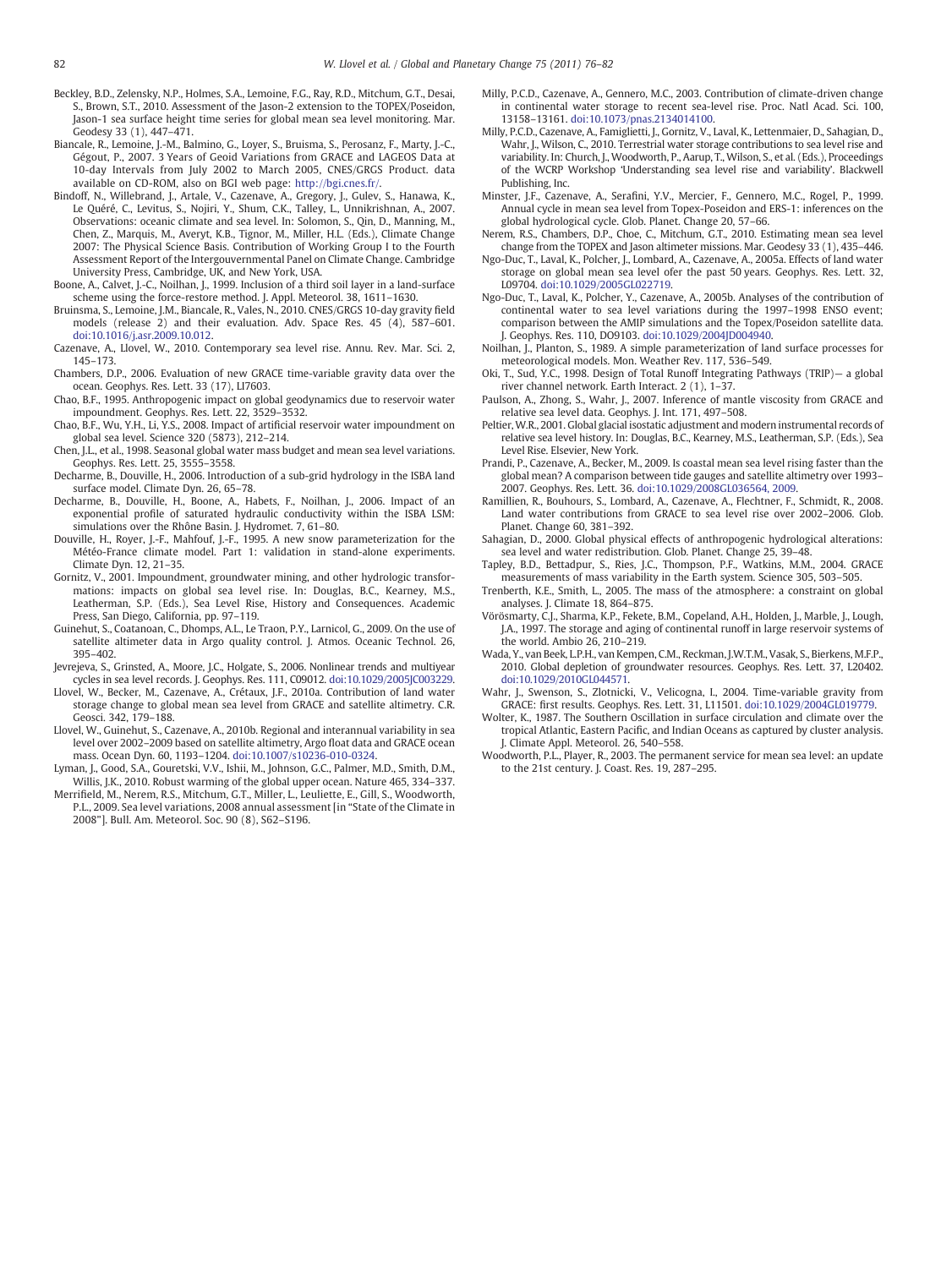Beckley, B.D., Zelensky, N.P., Holmes, S.A., Lemoine, F.G., Ray, R.D., Mitchum, G.T., Desai, S., Brown, S.T., 2010. Assessment of the Jason-2 extension to the TOPEX/Poseidon, Jason-1 sea surface height time series for global mean sea level monitoring. Mar. Geodesy 33 (1), 447–471.

Biancale, R., Lemoine, J.-M., Balmino, G., Loyer, S., Bruisma, S., Perosanz, F., Marty, J.-C., Gégout, P., 2007. 3 Years of Geoid Variations from GRACE and LAGEOS Data at 10-day Intervals from July 2002 to March 2005, CNES/GRGS Product. data available on CD-ROM, also on BGI web page: http://bgi.cnes.fr/.

Bindoff, N., Willebrand, J., Artale, V., Cazenave, A., Gregory, J., Gulev, S., Hanawa, K., Le Quéré, C., Levitus, S., Nojiri, Y., Shum, C.K., Talley, L., Unnikrishnan, A., 2007. Observations: oceanic climate and sea level. In: Solomon, S., Qin, D., Manning, M., Chen, Z., Marquis, M., Averyt, K.B., Tignor, M., Miller, H.L. (Eds.), Climate Change 2007: The Physical Science Basis. Contribution of Working Group I to the Fourth Assessment Report of the Intergouvernmental Panel on Climate Change. Cambridge University Press, Cambridge, UK, and New York, USA.

Boone, A., Calvet, J.-C., Noilhan, J., 1999. Inclusion of a third soil layer in a land-surface scheme using the force-restore method. J. Appl. Meteorol. 38, 1611–1630.

Bruinsma, S., Lemoine, J.M., Biancale, R., Vales, N., 2010. CNES/GRGS 10-day gravity field models (release 2) and their evaluation. Adv. Space Res. 45 (4), 587–601. doi:10.1016/j.asr.2009.10.012.

Cazenave, A., Llovel, W., 2010. Contemporary sea level rise. Annu. Rev. Mar. Sci. 2, 145–173.

Chambers, D.P., 2006. Evaluation of new GRACE time-variable gravity data over the ocean. Geophys. Res. Lett. 33 (17), LI7603.

Chao, B.F., 1995. Anthropogenic impact on global geodynamics due to reservoir water impoundment. Geophys. Res. Lett. 22, 3529–3532.

Chao, B.F., Wu, Y.H., Li, Y.S., 2008. Impact of artificial reservoir water impoundment on global sea level. Science 320 (5873), 212–214.

Chen, J.L., et al., 1998. Seasonal global water mass budget and mean sea level variations. Geophys. Res. Lett. 25, 3555–3558.

Decharme, B., Douville, H., 2006. Introduction of a sub-grid hydrology in the ISBA land surface model. Climate Dyn. 26, 65–78.

Decharme, B., Douville, H., Boone, A., Habets, F., Noilhan, J., 2006. Impact of an exponential profile of saturated hydraulic conductivity within the ISBA LSM: simulations over the Rhône Basin. J. Hydromet. 7, 61–80.

Douville, H., Royer, J.-F., Mahfouf, J.-F., 1995. A new snow parameterization for the Météo-France climate model. Part 1: validation in stand-alone experiments. Climate Dyn. 12, 21–35.

Gornitz, V., 2001. Impoundment, groundwater mining, and other hydrologic transformations: impacts on global sea level rise. In: Douglas, B.C., Kearney, M.S., Leatherman, S.P. (Eds.), Sea Level Rise, History and Consequences. Academic Press, San Diego, California, pp. 97–119.

Guinehut, S., Coatanoan, C., Dhomps, A.L., Le Traon, P.Y., Larnicol, G., 2009. On the use of satellite altimeter data in Argo quality control. J. Atmos. Oceanic Technol. 26, 395–402.

Jevrejeva, S., Grinsted, A., Moore, J.C., Holgate, S., 2006. Nonlinear trends and multiyear cycles in sea level records. J. Geophys. Res. 111, C09012. doi:10.1029/2005JC003229.

Llovel, W., Becker, M., Cazenave, A., Crétaux, J.F., 2010a. Contribution of land water storage change to global mean sea level from GRACE and satellite altimetry. C.R. Geosci. 342, 179–188.

Llovel, W., Guinehut, S., Cazenave, A., 2010b. Regional and interannual variability in sea level over 2002–2009 based on satellite altimetry, Argo float data and GRACE ocean mass. Ocean Dyn. 60, 1193–1204. doi:10.1007/s10236-010-0324.

Lyman, J., Good, S.A., Gouretski, V.V., Ishii, M., Johnson, G.C., Palmer, M.D., Smith, D.M., Willis, J.K., 2010. Robust warming of the global upper ocean. Nature 465, 334–337.

Merrifield, M., Nerem, R.S., Mitchum, G.T., Miller, L., Leuliette, E., Gill, S., Woodworth, P.L., 2009. Sea level variations, 2008 annual assessment [in "State of the Climate in 2008"]. Bull. Am. Meteorol. Soc. 90 (8), S62–S196.

Milly, P.C.D., Cazenave, A., Gennero, M.C., 2003. Contribution of climate-driven change in continental water storage to recent sea-level rise. Proc. Natl Acad. Sci. 100, 13158–13161. doi:10.1073/pnas.2134014100.

Milly, P.C.D., Cazenave, A., Famiglietti, J., Gornitz, V., Laval, K., Lettenmaier, D., Sahagian, D., Wahr, J., Wilson, C., 2010. Terrestrial water storage contributions to sea level rise and variability. In: Church, J., Woodworth, P., Aarup, T., Wilson, S., et al. (Eds.), Proceedings of the WCRP Workshop 'Understanding sea level rise and variability'. Blackwell Publishing, Inc.

Minster, J.F., Cazenave, A., Serafini, Y.V., Mercier, F., Gennero, M.C., Rogel, P., 1999. Annual cycle in mean sea level from Topex-Poseidon and ERS-1: inferences on the global hydrological cycle. Glob. Planet. Change 20, 57–66.

Nerem, R.S., Chambers, D.P., Choe, C., Mitchum, G.T., 2010. Estimating mean sea level change from the TOPEX and Jason altimeter missions. Mar. Geodesy 33 (1), 435–446.

Ngo-Duc, T., Laval, K., Polcher, J., Lombard, A., Cazenave, A., 2005a. Effects of land water storage on global mean sea level ofer the past 50 years. Geophys. Res. Lett. 32, L09704. doi:10.1029/2005GL022719.

Ngo-Duc, T., Laval, K., Polcher, Y., Cazenave, A., 2005b. Analyses of the contribution of continental water to sea level variations during the 1997–1998 ENSO event; comparison between the AMIP simulations and the Topex/Poseidon satellite data. J. Geophys. Res. 110, DO9103. doi:10.1029/2004JD004940.

Noilhan, J., Planton, S., 1989. A simple parameterization of land surface processes for meteorological models. Mon. Weather Rev. 117, 536–549.

Oki, T., Sud, Y.C., 1998. Design of Total Runoff Integrating Pathways (TRIP)— a global river channel network. Earth Interact. 2 (1), 1–37.

Paulson, A., Zhong, S., Wahr, J., 2007. Inference of mantle viscosity from GRACE and relative sea level data. Geophys. J. Int. 171, 497–508.

Peltier, W.R., 2001. Global glacial isostatic adjustment and modern instrumental records of relative sea level history. In: Douglas, B.C., Kearney, M.S., Leatherman, S.P. (Eds.), Sea Level Rise. Elsevier, New York.

Prandi, P., Cazenave, A., Becker, M., 2009. Is coastal mean sea level rising faster than the global mean? A comparison between tide gauges and satellite altimetry over 1993–2007. Geophys. Res. Lett. 36. doi:10.1029/2008GL036564, 2009.

Ramillien, R., Bouhours, S., Lombard, A., Cazenave, A., Flechtner, F., Schmidt, R., 2008. Land water contributions from GRACE to sea level rise over 2002–2006. Glob. Planet. Change 60, 381–392.

Sahagian, D., 2000. Global physical effects of anthropogenic hydrological alterations: sea level and water redistribution. Glob. Planet. Change 25, 39–48.

Tapley, B.D., Bettadpur, S., Ries, J.C., Thompson, P.F., Watkins, M.M., 2004. GRACE measurements of mass variability in the Earth system. Science 305, 503–505.

Trenberth, K.E., Smith, L., 2005. The mass of the atmosphere: a constraint on global analyses. J. Climate 18, 864–875.

Vörösmarty, C.J., Sharma, K.P., Fekete, B.M., Copeland, A.H., Holden, J., Marble, J., Lough, J.A., 1997. The storage and aging of continental runoff in large reservoir systems of the world. Ambio 26, 210–219.

Wada, Y., van Beek, L.P.H., van Kempen, C.M., Reckman, J.W.T.M., Vasak, S., Bierkens, M.F.P., 2010. Global depletion of groundwater resources. Geophys. Res. Lett. 37, L20402. doi:10.1029/2010GL044571.

Wahr, J., Swenson, S., Zlotnicki, V., Velicogna, I., 2004. Time-variable gravity from GRACE: first results. Geophys. Res. Lett. 31, L11501. doi:10.1029/2004GL019779.

Wolter, K., 1987. The Southern Oscillation in surface circulation and climate over the tropical Atlantic, Eastern Pacific, and Indian Oceans as captured by cluster analysis. J. Climate Appl. Meteorol. 26, 540–558.

Woodworth, P.L., Player, R., 2003. The permanent service for mean sea level: an update to the 21st century. J. Coast. Res. 19, 287–295.